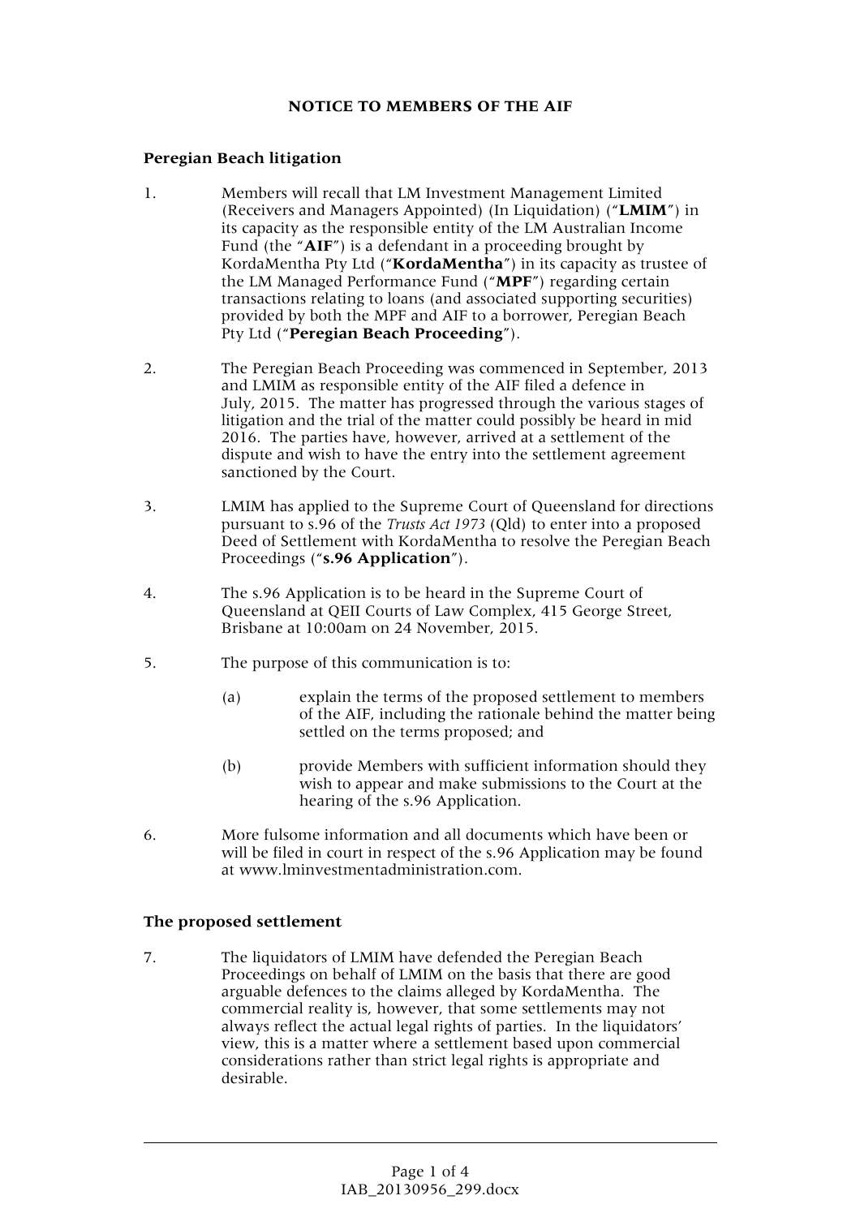# NOTICE TO MEMBERS OF THE AIF

## Peregian Beach litigation

1. Members will recall that LM Investment Management Limited (Receivers and Managers Appointed) (In Liquidation) ("**LMIM**") in its capacity as the responsible entity of the LM Australian Income Fund (the "**AIF**") is a defendant in a proceeding brought by KordaMentha Pty Ltd ("**KordaMentha**") in its capacity as trustee of the LM Managed Performance Fund ("**MPF**") regarding certain transactions relating to loans (and associated supporting securities) provided by both the MPF and AIF to a borrower, Peregian Beach Pty Ltd ("**Peregian Beach Proceeding**").

2. The Peregian Beach Proceeding was commenced in September, 2013 and LMIM as responsible entity of the AIF filed a defence in July, 2015. The matter has progressed through the various stages of litigation and the trial of the matter could possibly be heard in mid 2016. The parties have, however, arrived at a settlement of the dispute and wish to have the entry into the settlement agreement sanctioned by the Court.

3. LMIM has applied to the Supreme Court of Queensland for directions pursuant to s.96 of the *Trusts Act 1973* (Qld) to enter into a proposed Deed of Settlement with KordaMentha to resolve the Peregian Beach Proceedings ("**s.96 Application**").

4. The s.96 Application is to be heard in the Supreme Court of Queensland at QEII Courts of Law Complex, 415 George Street, Brisbane at 10:00am on 24 November, 2015.

5. The purpose of this communication is to:

   (a) explain the terms of the proposed settlement to members of the AIF, including the rationale behind the matter being settled on the terms proposed; and

   (b) provide Members with sufficient information should they wish to appear and make submissions to the Court at the hearing of the s.96 Application.

6. More fulsome information and all documents which have been or will be filed in court in respect of the s.96 Application may be found at www.lminvestmentadministration.com.

## The proposed settlement

7. The liquidators of LMIM have defended the Peregian Beach Proceedings on behalf of LMIM on the basis that there are good arguable defences to the claims alleged by KordaMentha. The commercial reality is, however, that some settlements may not always reflect the actual legal rights of parties. In the liquidators' view, this is a matter where a settlement based upon commercial considerations rather than strict legal rights is appropriate and desirable.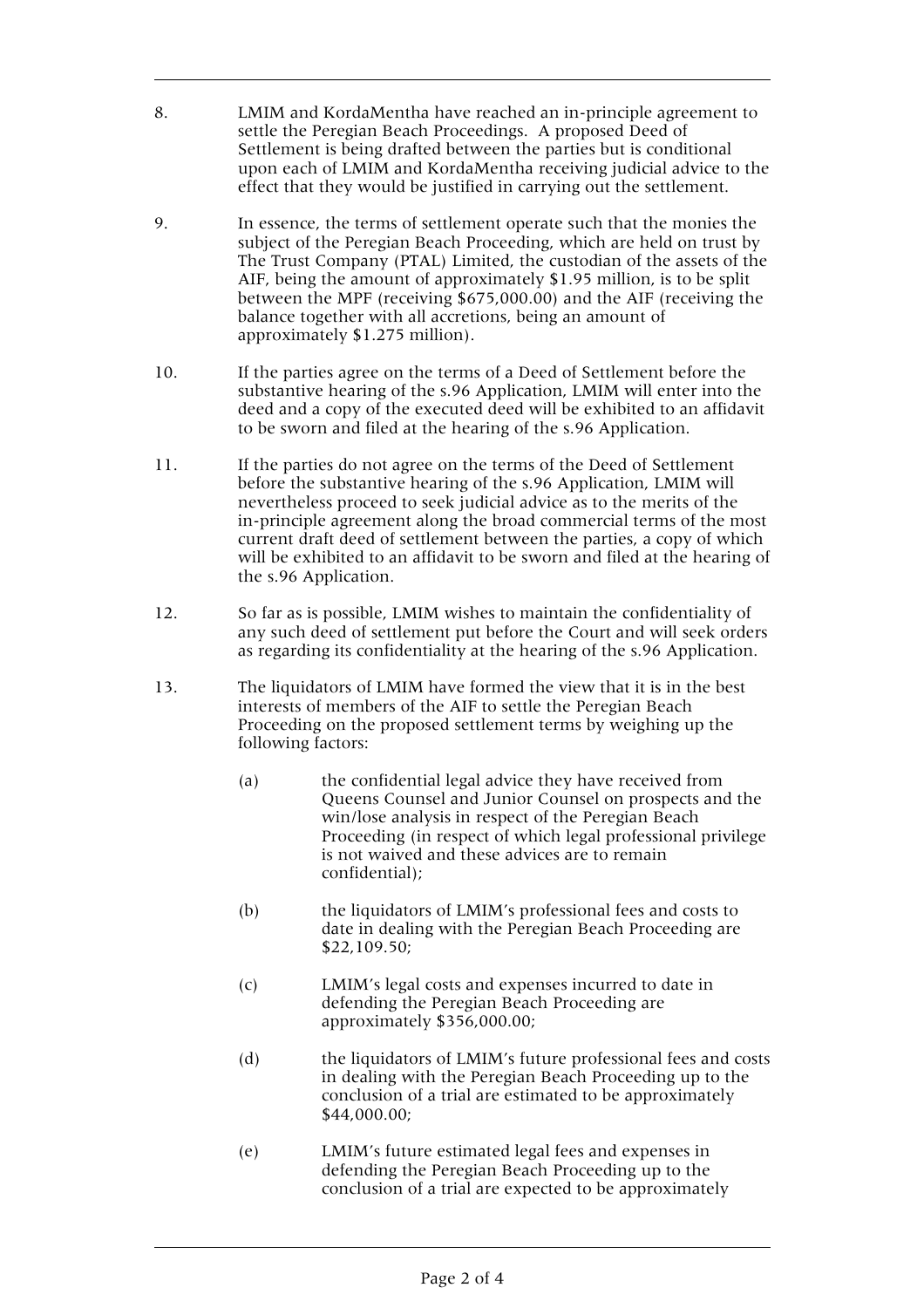8. LMIM and KordaMentha have reached an in-principle agreement to settle the Peregian Beach Proceedings. A proposed Deed of Settlement is being drafted between the parties but is conditional upon each of LMIM and KordaMentha receiving judicial advice to the effect that they would be justified in carrying out the settlement.

9. In essence, the terms of settlement operate such that the monies the subject of the Peregian Beach Proceeding, which are held on trust by The Trust Company (PTAL) Limited, the custodian of the assets of the AIF, being the amount of approximately $1.95 million, is to be split between the MPF (receiving $675,000.00) and the AIF (receiving the balance together with all accretions, being an amount of approximately $1.275 million).

10. If the parties agree on the terms of a Deed of Settlement before the substantive hearing of the s.96 Application, LMIM will enter into the deed and a copy of the executed deed will be exhibited to an affidavit to be sworn and filed at the hearing of the s.96 Application.

11. If the parties do not agree on the terms of the Deed of Settlement before the substantive hearing of the s.96 Application, LMIM will nevertheless proceed to seek judicial advice as to the merits of the in-principle agreement along the broad commercial terms of the most current draft deed of settlement between the parties, a copy of which will be exhibited to an affidavit to be sworn and filed at the hearing of the s.96 Application.

12. So far as is possible, LMIM wishes to maintain the confidentiality of any such deed of settlement put before the Court and will seek orders as regarding its confidentiality at the hearing of the s.96 Application.

13. The liquidators of LMIM have formed the view that it is in the best interests of members of the AIF to settle the Peregian Beach Proceeding on the proposed settlement terms by weighing up the following factors:

    (a) the confidential legal advice they have received from Queens Counsel and Junior Counsel on prospects and the win/lose analysis in respect of the Peregian Beach Proceeding (in respect of which legal professional privilege is not waived and these advices are to remain confidential);

    (b) the liquidators of LMIM's professional fees and costs to date in dealing with the Peregian Beach Proceeding are $22,109.50;

    (c) LMIM's legal costs and expenses incurred to date in defending the Peregian Beach Proceeding are approximately $356,000.00;

    (d) the liquidators of LMIM's future professional fees and costs in dealing with the Peregian Beach Proceeding up to the conclusion of a trial are estimated to be approximately $44,000.00;

    (e) LMIM's future estimated legal fees and expenses in defending the Peregian Beach Proceeding up to the conclusion of a trial are expected to be approximately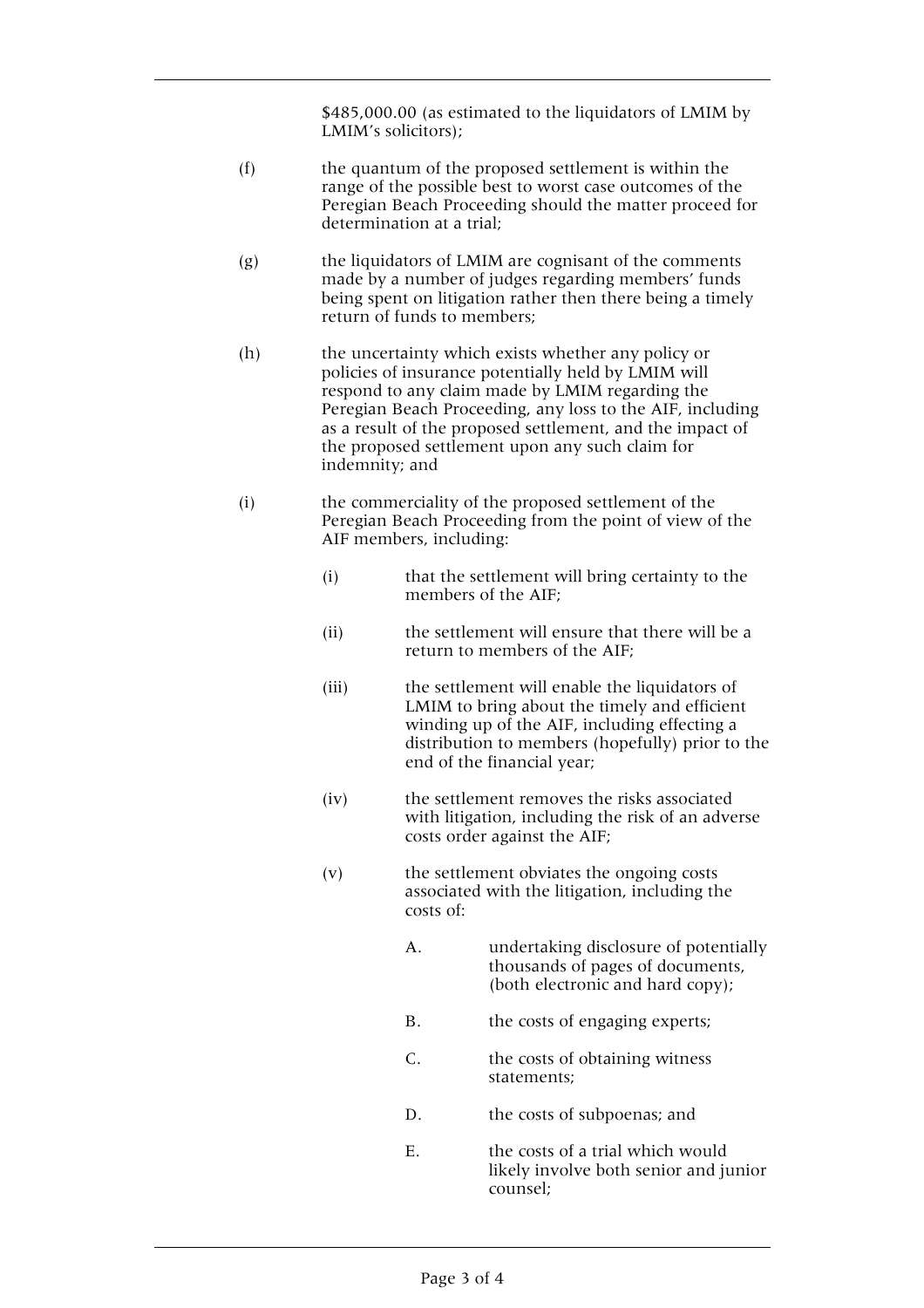$485,000.00 (as estimated to the liquidators of LMIM by LMIM's solicitors);

(f) the quantum of the proposed settlement is within the range of the possible best to worst case outcomes of the Peregian Beach Proceeding should the matter proceed for determination at a trial;

(g) the liquidators of LMIM are cognisant of the comments made by a number of judges regarding members' funds being spent on litigation rather then there being a timely return of funds to members;

(h) the uncertainty which exists whether any policy or policies of insurance potentially held by LMIM will respond to any claim made by LMIM regarding the Peregian Beach Proceeding, any loss to the AIF, including as a result of the proposed settlement, and the impact of the proposed settlement upon any such claim for indemnity; and

(i) the commerciality of the proposed settlement of the Peregian Beach Proceeding from the point of view of the AIF members, including:

  (i) that the settlement will bring certainty to the members of the AIF;

  (ii) the settlement will ensure that there will be a return to members of the AIF;

  (iii) the settlement will enable the liquidators of LMIM to bring about the timely and efficient winding up of the AIF, including effecting a distribution to members (hopefully) prior to the end of the financial year;

  (iv) the settlement removes the risks associated with litigation, including the risk of an adverse costs order against the AIF;

  (v) the settlement obviates the ongoing costs associated with the litigation, including the costs of:

    A. undertaking disclosure of potentially thousands of pages of documents, (both electronic and hard copy);

    B. the costs of engaging experts;

    C. the costs of obtaining witness statements;

    D. the costs of subpoenas; and

    E. the costs of a trial which would likely involve both senior and junior counsel;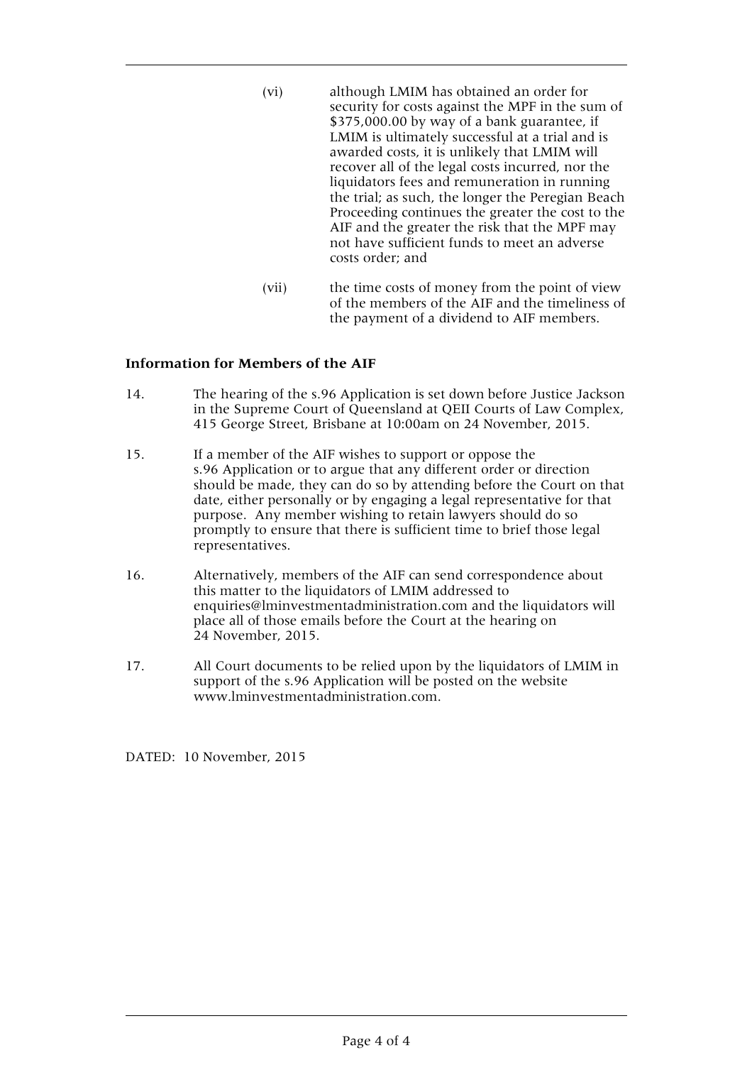(vi) although LMIM has obtained an order for security for costs against the MPF in the sum of $375,000.00 by way of a bank guarantee, if LMIM is ultimately successful at a trial and is awarded costs, it is unlikely that LMIM will recover all of the legal costs incurred, nor the liquidators fees and remuneration in running the trial; as such, the longer the Peregian Beach Proceeding continues the greater the cost to the AIF and the greater the risk that the MPF may not have sufficient funds to meet an adverse costs order; and

(vii) the time costs of money from the point of view of the members of the AIF and the timeliness of the payment of a dividend to AIF members.

**Information for Members of the AIF**

14. The hearing of the s.96 Application is set down before Justice Jackson in the Supreme Court of Queensland at QEII Courts of Law Complex, 415 George Street, Brisbane at 10:00am on 24 November, 2015.

15. If a member of the AIF wishes to support or oppose the s.96 Application or to argue that any different order or direction should be made, they can do so by attending before the Court on that date, either personally or by engaging a legal representative for that purpose. Any member wishing to retain lawyers should do so promptly to ensure that there is sufficient time to brief those legal representatives.

16. Alternatively, members of the AIF can send correspondence about this matter to the liquidators of LMIM addressed to enquiries@lminvestmentadministration.com and the liquidators will place all of those emails before the Court at the hearing on 24 November, 2015.

17. All Court documents to be relied upon by the liquidators of LMIM in support of the s.96 Application will be posted on the website www.lminvestmentadministration.com.

DATED: 10 November, 2015